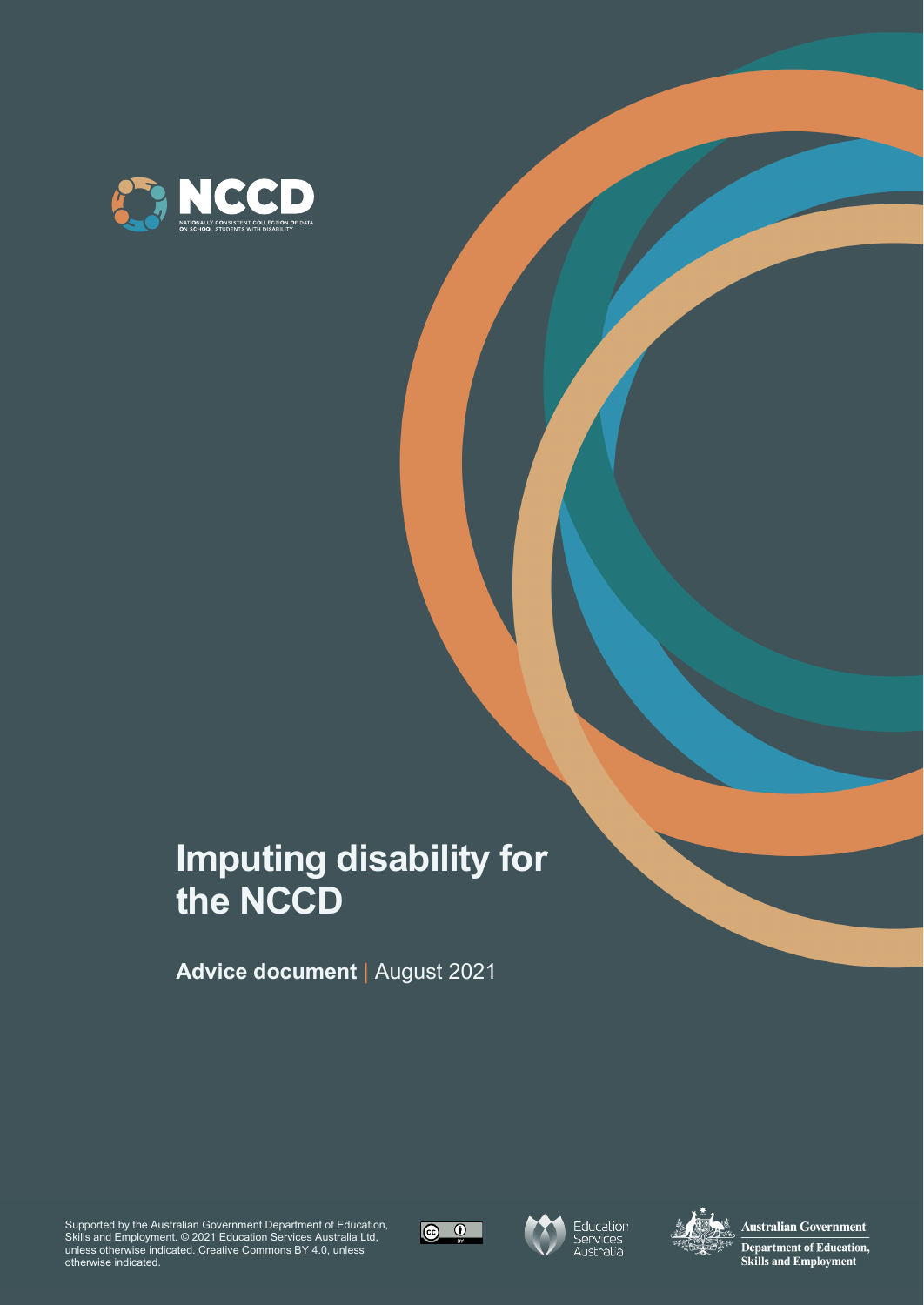# Imputing disability for the NCCD

**Advice document** | August 2021

Supported by the Australian Government Department of Education, Skills and Employment. © 2021 Education Services Australia Ltd, unless otherwise indicated. Creative Commons BY 4.0, unless otherwise indicated.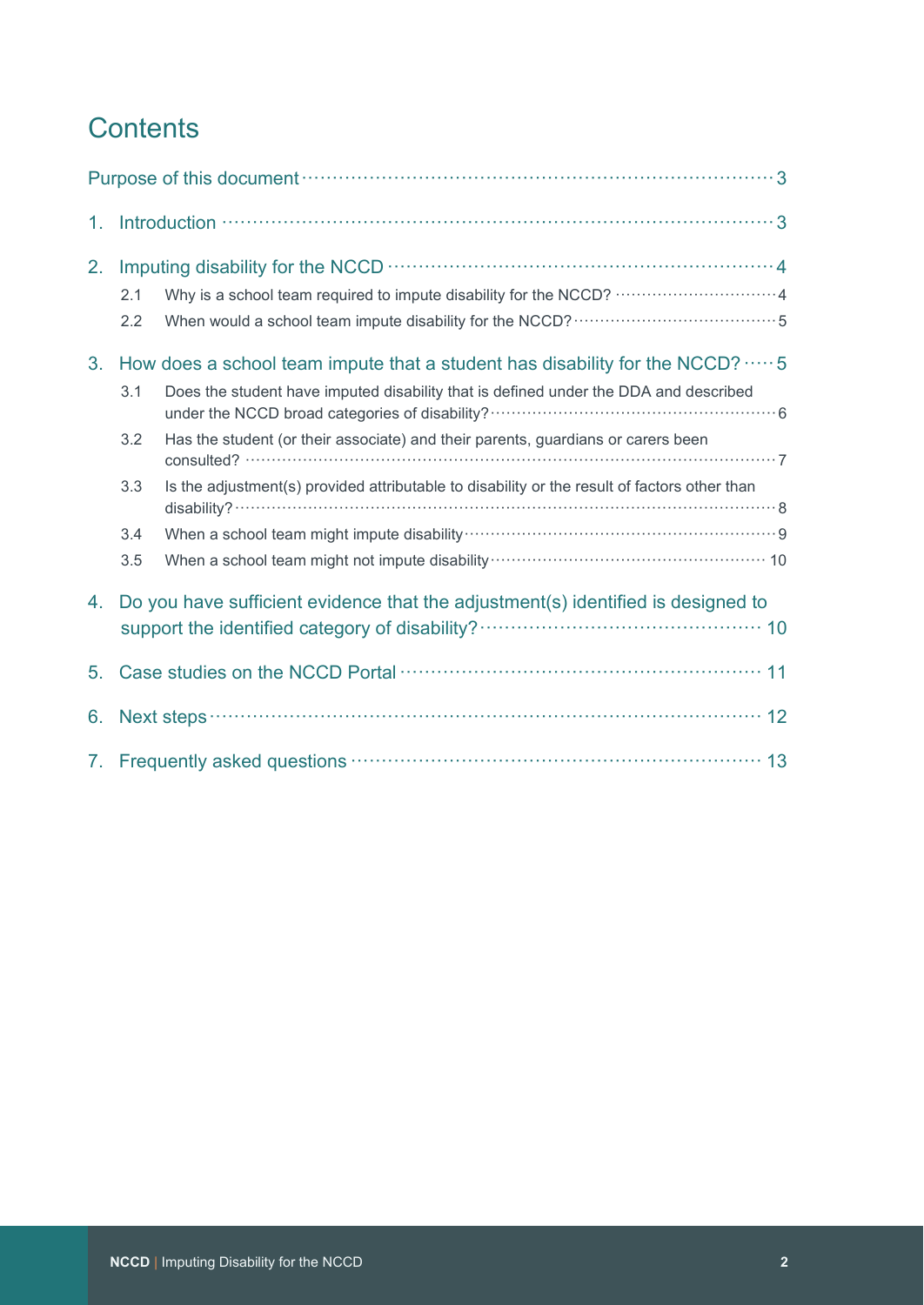# Contents

Purpose of this document ..... 3

1. Introduction ..... 3

2. Imputing disability for the NCCD ..... 4
   - 2.1 Why is a school team required to impute disability for the NCCD? ..... 4
   - 2.2 When would a school team impute disability for the NCCD? ..... 5

3. How does a school team impute that a student has disability for the NCCD? ..... 5
   - 3.1 Does the student have imputed disability that is defined under the DDA and described under the NCCD broad categories of disability? ..... 6
   - 3.2 Has the student (or their associate) and their parents, guardians or carers been consulted? ..... 7
   - 3.3 Is the adjustment(s) provided attributable to disability or the result of factors other than disability? ..... 8
   - 3.4 When a school team might impute disability ..... 9
   - 3.5 When a school team might not impute disability ..... 10

4. Do you have sufficient evidence that the adjustment(s) identified is designed to support the identified category of disability? ..... 10

5. Case studies on the NCCD Portal ..... 11

6. Next steps ..... 12

7. Frequently asked questions ..... 13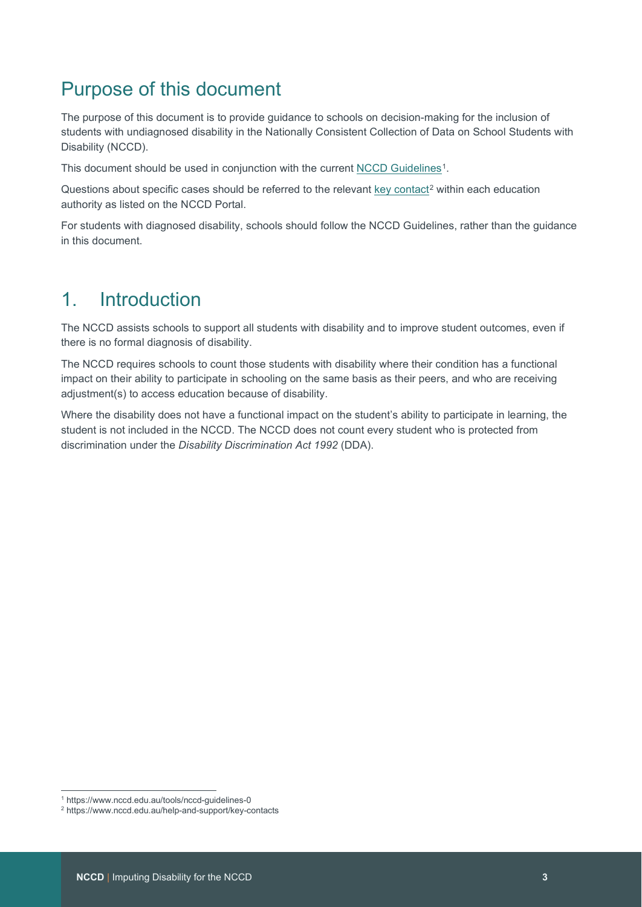## Purpose of this document

The purpose of this document is to provide guidance to schools on decision-making for the inclusion of students with undiagnosed disability in the Nationally Consistent Collection of Data on School Students with Disability (NCCD).

This document should be used in conjunction with the current NCCD Guidelines[1].

Questions about specific cases should be referred to the relevant key contact[2] within each education authority as listed on the NCCD Portal.

For students with diagnosed disability, schools should follow the NCCD Guidelines, rather than the guidance in this document.

## 1. Introduction

The NCCD assists schools to support all students with disability and to improve student outcomes, even if there is no formal diagnosis of disability.

The NCCD requires schools to count those students with disability where their condition has a functional impact on their ability to participate in schooling on the same basis as their peers, and who are receiving adjustment(s) to access education because of disability.

Where the disability does not have a functional impact on the student's ability to participate in learning, the student is not included in the NCCD. The NCCD does not count every student who is protected from discrimination under the *Disability Discrimination Act 1992* (DDA).

---

[1] https://www.nccd.edu.au/tools/nccd-guidelines-0

[2] https://www.nccd.edu.au/help-and-support/key-contacts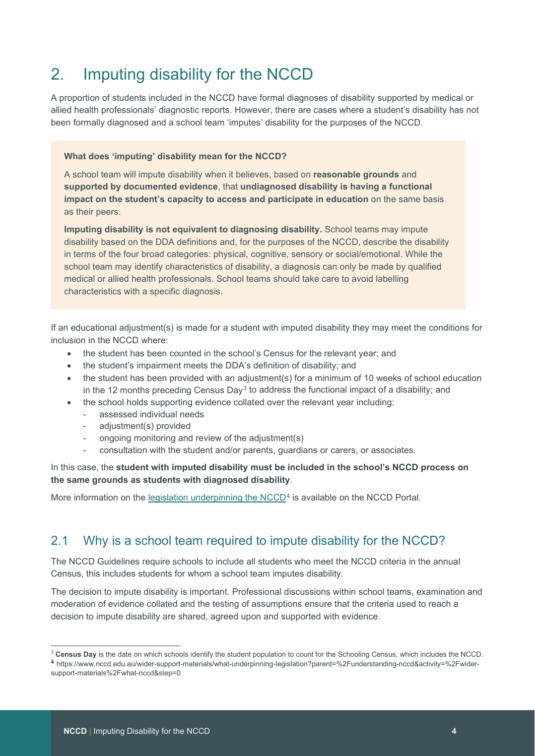# 2. Imputing disability for the NCCD

A proportion of students included in the NCCD have formal diagnoses of disability supported by medical or allied health professionals' diagnostic reports. However, there are cases where a student's disability has not been formally diagnosed and a school team 'imputes' disability for the purposes of the NCCD.

> **What does 'imputing' disability mean for the NCCD?**
>
> A school team will impute disability when it believes, based on **reasonable grounds** and **supported by documented evidence**, that **undiagnosed disability is having a functional impact on the student's capacity to access and participate in education** on the same basis as their peers.
>
> **Imputing disability is not equivalent to diagnosing disability.** School teams may impute disability based on the DDA definitions and, for the purposes of the NCCD, describe the disability in terms of the four broad categories: physical, cognitive, sensory or social/emotional. While the school team may identify characteristics of disability, a diagnosis can only be made by qualified medical or allied health professionals. School teams should take care to avoid labelling characteristics with a specific diagnosis.

If an educational adjustment(s) is made for a student with imputed disability they may meet the conditions for inclusion in the NCCD where:

- the student has been counted in the school's Census for the relevant year; and
- the student's impairment meets the DDA's definition of disability; and
- the student has been provided with an adjustment(s) for a minimum of 10 weeks of school education in the 12 months preceding Census Day[3] to address the functional impact of a disability; and
- the school holds supporting evidence collated over the relevant year including:
  - assessed individual needs
  - adjustment(s) provided
  - ongoing monitoring and review of the adjustment(s)
  - consultation with the student and/or parents, guardians or carers, or associates.

In this case, the **student with imputed disability must be included in the school's NCCD process on the same grounds as students with diagnosed disability**.

More information on the legislation underpinning the NCCD[4] is available on the NCCD Portal.

## 2.1 Why is a school team required to impute disability for the NCCD?

The NCCD Guidelines require schools to include all students who meet the NCCD criteria in the annual Census, this includes students for whom a school team imputes disability.

The decision to impute disability is important. Professional discussions within school teams, examination and moderation of evidence collated and the testing of assumptions ensure that the criteria used to reach a decision to impute disability are shared, agreed upon and supported with evidence.

---

[3] **Census Day** is the date on which schools identify the student population to count for the Schooling Census, which includes the NCCD.

[4] https://www.nccd.edu.au/wider-support-materials/what-underpinning-legislation?parent=%2Funderstanding-nccd&activity=%2Fwider-support-materials%2Fwhat-nccd&step=0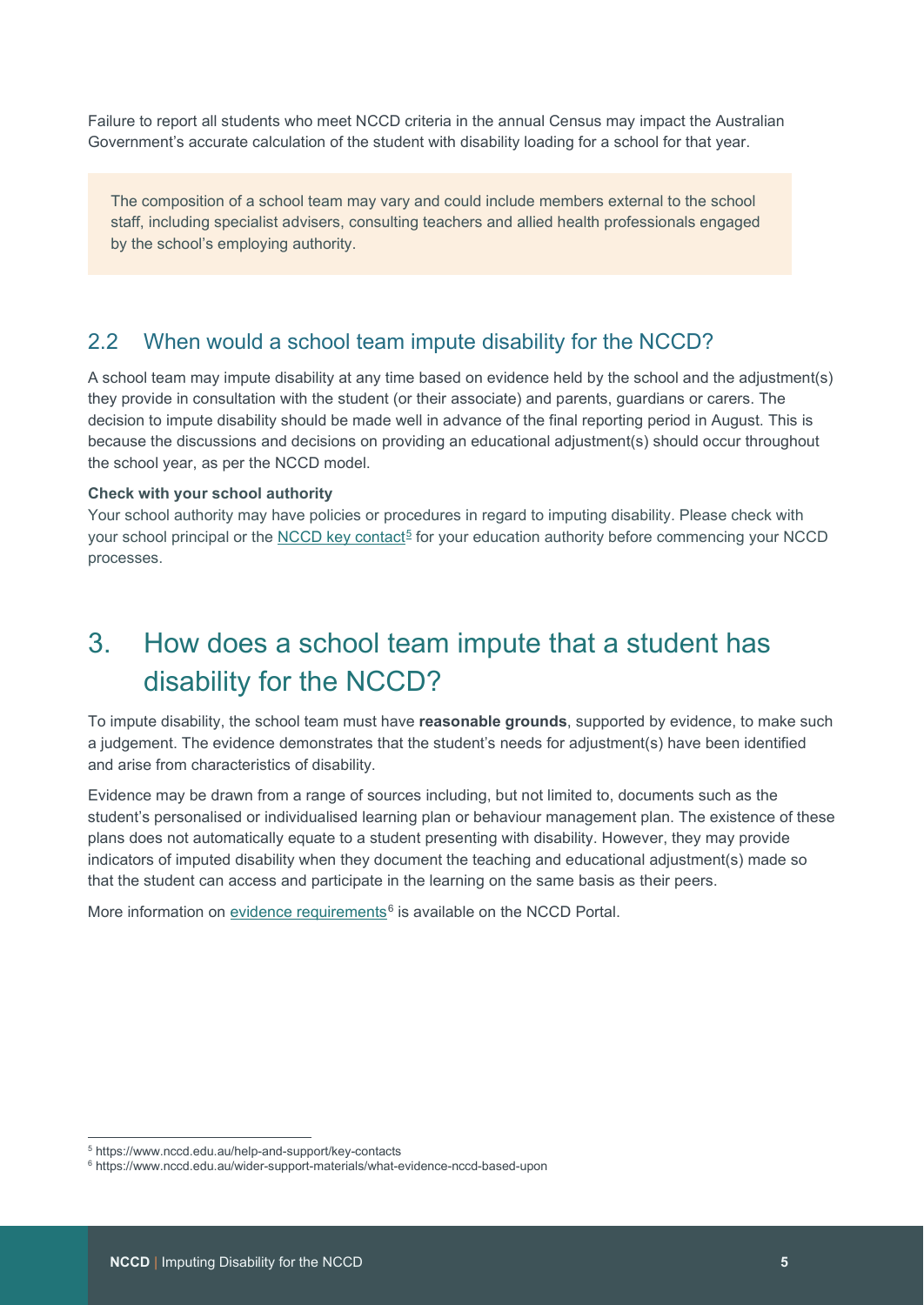Failure to report all students who meet NCCD criteria in the annual Census may impact the Australian Government's accurate calculation of the student with disability loading for a school for that year.

> The composition of a school team may vary and could include members external to the school staff, including specialist advisers, consulting teachers and allied health professionals engaged by the school's employing authority.

## 2.2 When would a school team impute disability for the NCCD?

A school team may impute disability at any time based on evidence held by the school and the adjustment(s) they provide in consultation with the student (or their associate) and parents, guardians or carers. The decision to impute disability should be made well in advance of the final reporting period in August. This is because the discussions and decisions on providing an educational adjustment(s) should occur throughout the school year, as per the NCCD model.

**Check with your school authority**

Your school authority may have policies or procedures in regard to imputing disability. Please check with your school principal or the NCCD key contact[5] for your education authority before commencing your NCCD processes.

# 3. How does a school team impute that a student has disability for the NCCD?

To impute disability, the school team must have **reasonable grounds**, supported by evidence, to make such a judgement. The evidence demonstrates that the student's needs for adjustment(s) have been identified and arise from characteristics of disability.

Evidence may be drawn from a range of sources including, but not limited to, documents such as the student's personalised or individualised learning plan or behaviour management plan. The existence of these plans does not automatically equate to a student presenting with disability. However, they may provide indicators of imputed disability when they document the teaching and educational adjustment(s) made so that the student can access and participate in the learning on the same basis as their peers.

More information on evidence requirements[6] is available on the NCCD Portal.

---

[5] https://www.nccd.edu.au/help-and-support/key-contacts

[6] https://www.nccd.edu.au/wider-support-materials/what-evidence-nccd-based-upon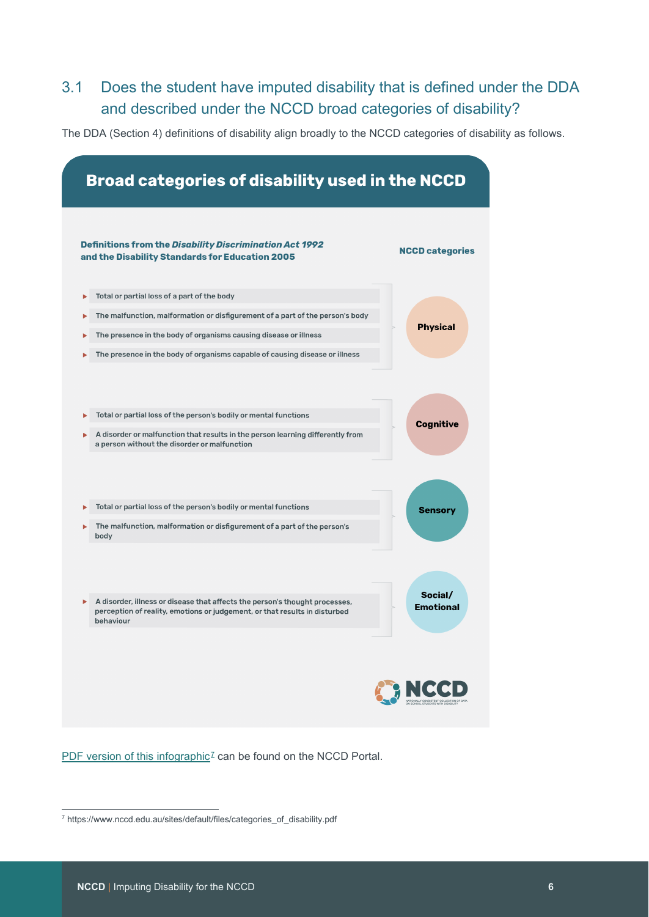## 3.1 Does the student have imputed disability that is defined under the DDA and described under the NCCD broad categories of disability?

The DDA (Section 4) definitions of disability align broadly to the NCCD categories of disability as follows.

### Broad categories of disability used in the NCCD

| Definitions from the *Disability Discrimination Act 1992* and the Disability Standards for Education 2005 | NCCD categories |
|---|---|
| Total or partial loss of a part of the body<br>The malfunction, malformation or disfigurement of a part of the person's body<br>The presence in the body of organisms causing disease or illness<br>The presence in the body of organisms capable of causing disease or illness | Physical |
| Total or partial loss of the person's bodily or mental functions<br>A disorder or malfunction that results in the person learning differently from a person without the disorder or malfunction | Cognitive |
| Total or partial loss of the person's bodily or mental functions<br>The malfunction, malformation or disfigurement of a part of the person's body | Sensory |
| A disorder, illness or disease that affects the person's thought processes, perception of reality, emotions or judgement, or that results in disturbed behaviour | Social/ Emotional |

NCCD

PDF version of this infographic[7] can be found on the NCCD Portal.

[7] https://www.nccd.edu.au/sites/default/files/categories_of_disability.pdf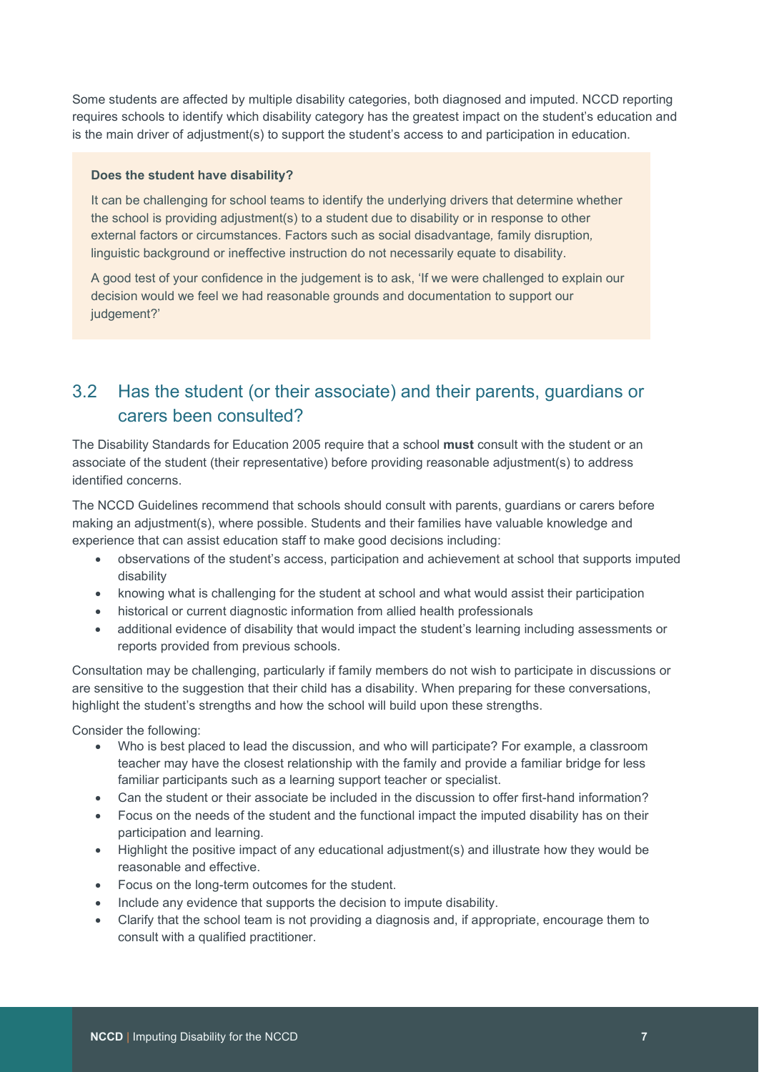Some students are affected by multiple disability categories, both diagnosed and imputed. NCCD reporting requires schools to identify which disability category has the greatest impact on the student's education and is the main driver of adjustment(s) to support the student's access to and participation in education.

> **Does the student have disability?**
>
> It can be challenging for school teams to identify the underlying drivers that determine whether the school is providing adjustment(s) to a student due to disability or in response to other external factors or circumstances. Factors such as social disadvantage, family disruption, linguistic background or ineffective instruction do not necessarily equate to disability.
>
> A good test of your confidence in the judgement is to ask, 'If we were challenged to explain our decision would we feel we had reasonable grounds and documentation to support our judgement?'

## 3.2 Has the student (or their associate) and their parents, guardians or carers been consulted?

The Disability Standards for Education 2005 require that a school **must** consult with the student or an associate of the student (their representative) before providing reasonable adjustment(s) to address identified concerns.

The NCCD Guidelines recommend that schools should consult with parents, guardians or carers before making an adjustment(s), where possible. Students and their families have valuable knowledge and experience that can assist education staff to make good decisions including:

- observations of the student's access, participation and achievement at school that supports imputed disability
- knowing what is challenging for the student at school and what would assist their participation
- historical or current diagnostic information from allied health professionals
- additional evidence of disability that would impact the student's learning including assessments or reports provided from previous schools.

Consultation may be challenging, particularly if family members do not wish to participate in discussions or are sensitive to the suggestion that their child has a disability. When preparing for these conversations, highlight the student's strengths and how the school will build upon these strengths.

Consider the following:

- Who is best placed to lead the discussion, and who will participate? For example, a classroom teacher may have the closest relationship with the family and provide a familiar bridge for less familiar participants such as a learning support teacher or specialist.
- Can the student or their associate be included in the discussion to offer first-hand information?
- Focus on the needs of the student and the functional impact the imputed disability has on their participation and learning.
- Highlight the positive impact of any educational adjustment(s) and illustrate how they would be reasonable and effective.
- Focus on the long-term outcomes for the student.
- Include any evidence that supports the decision to impute disability.
- Clarify that the school team is not providing a diagnosis and, if appropriate, encourage them to consult with a qualified practitioner.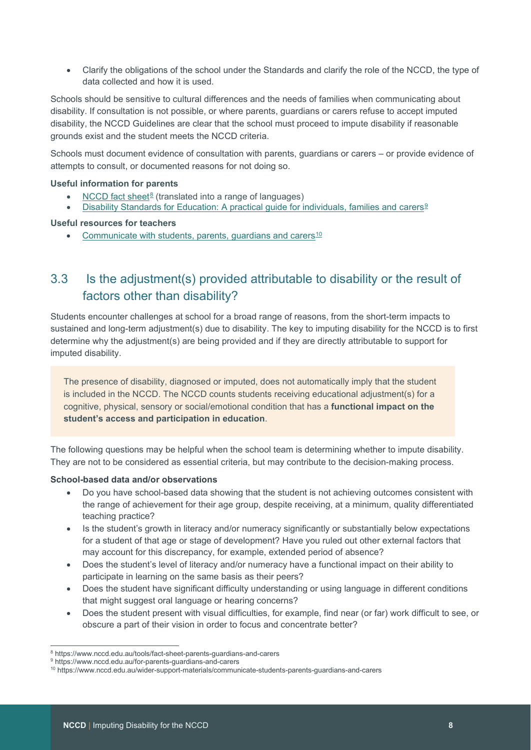- Clarify the obligations of the school under the Standards and clarify the role of the NCCD, the type of data collected and how it is used.

Schools should be sensitive to cultural differences and the needs of families when communicating about disability. If consultation is not possible, or where parents, guardians or carers refuse to accept imputed disability, the NCCD Guidelines are clear that the school must proceed to impute disability if reasonable grounds exist and the student meets the NCCD criteria.

Schools must document evidence of consultation with parents, guardians or carers – or provide evidence of attempts to consult, or documented reasons for not doing so.

**Useful information for parents**

- NCCD fact sheet[8] (translated into a range of languages)
- Disability Standards for Education: A practical guide for individuals, families and carers[9]

**Useful resources for teachers**

- Communicate with students, parents, guardians and carers[10]

## 3.3 Is the adjustment(s) provided attributable to disability or the result of factors other than disability?

Students encounter challenges at school for a broad range of reasons, from the short-term impacts to sustained and long-term adjustment(s) due to disability. The key to imputing disability for the NCCD is to first determine why the adjustment(s) are being provided and if they are directly attributable to support for imputed disability.

> The presence of disability, diagnosed or imputed, does not automatically imply that the student is included in the NCCD. The NCCD counts students receiving educational adjustment(s) for a cognitive, physical, sensory or social/emotional condition that has a **functional impact on the student's access and participation in education**.

The following questions may be helpful when the school team is determining whether to impute disability. They are not to be considered as essential criteria, but may contribute to the decision-making process.

**School-based data and/or observations**

- Do you have school-based data showing that the student is not achieving outcomes consistent with the range of achievement for their age group, despite receiving, at a minimum, quality differentiated teaching practice?
- Is the student's growth in literacy and/or numeracy significantly or substantially below expectations for a student of that age or stage of development? Have you ruled out other external factors that may account for this discrepancy, for example, extended period of absence?
- Does the student's level of literacy and/or numeracy have a functional impact on their ability to participate in learning on the same basis as their peers?
- Does the student have significant difficulty understanding or using language in different conditions that might suggest oral language or hearing concerns?
- Does the student present with visual difficulties, for example, find near (or far) work difficult to see, or obscure a part of their vision in order to focus and concentrate better?

---

[8] https://www.nccd.edu.au/tools/fact-sheet-parents-guardians-and-carers

[9] https://www.nccd.edu.au/for-parents-guardians-and-carers

[10] https://www.nccd.edu.au/wider-support-materials/communicate-students-parents-guardians-and-carers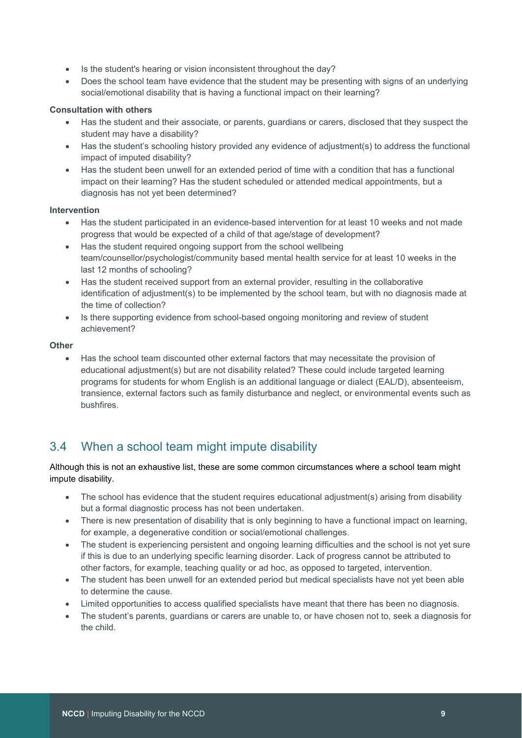- Is the student's hearing or vision inconsistent throughout the day?
- Does the school team have evidence that the student may be presenting with signs of an underlying social/emotional disability that is having a functional impact on their learning?

**Consultation with others**

- Has the student and their associate, or parents, guardians or carers, disclosed that they suspect the student may have a disability?
- Has the student's schooling history provided any evidence of adjustment(s) to address the functional impact of imputed disability?
- Has the student been unwell for an extended period of time with a condition that has a functional impact on their learning? Has the student scheduled or attended medical appointments, but a diagnosis has not yet been determined?

**Intervention**

- Has the student participated in an evidence-based intervention for at least 10 weeks and not made progress that would be expected of a child of that age/stage of development?
- Has the student required ongoing support from the school wellbeing team/counsellor/psychologist/community based mental health service for at least 10 weeks in the last 12 months of schooling?
- Has the student received support from an external provider, resulting in the collaborative identification of adjustment(s) to be implemented by the school team, but with no diagnosis made at the time of collection?
- Is there supporting evidence from school-based ongoing monitoring and review of student achievement?

**Other**

- Has the school team discounted other external factors that may necessitate the provision of educational adjustment(s) but are not disability related? These could include targeted learning programs for students for whom English is an additional language or dialect (EAL/D), absenteeism, transience, external factors such as family disturbance and neglect, or environmental events such as bushfires.

## 3.4 When a school team might impute disability

Although this is not an exhaustive list, these are some common circumstances where a school team might impute disability.

- The school has evidence that the student requires educational adjustment(s) arising from disability but a formal diagnostic process has not been undertaken.
- There is new presentation of disability that is only beginning to have a functional impact on learning, for example, a degenerative condition or social/emotional challenges.
- The student is experiencing persistent and ongoing learning difficulties and the school is not yet sure if this is due to an underlying specific learning disorder. Lack of progress cannot be attributed to other factors, for example, teaching quality or ad hoc, as opposed to targeted, intervention.
- The student has been unwell for an extended period but medical specialists have not yet been able to determine the cause.
- Limited opportunities to access qualified specialists have meant that there has been no diagnosis.
- The student's parents, guardians or carers are unable to, or have chosen not to, seek a diagnosis for the child.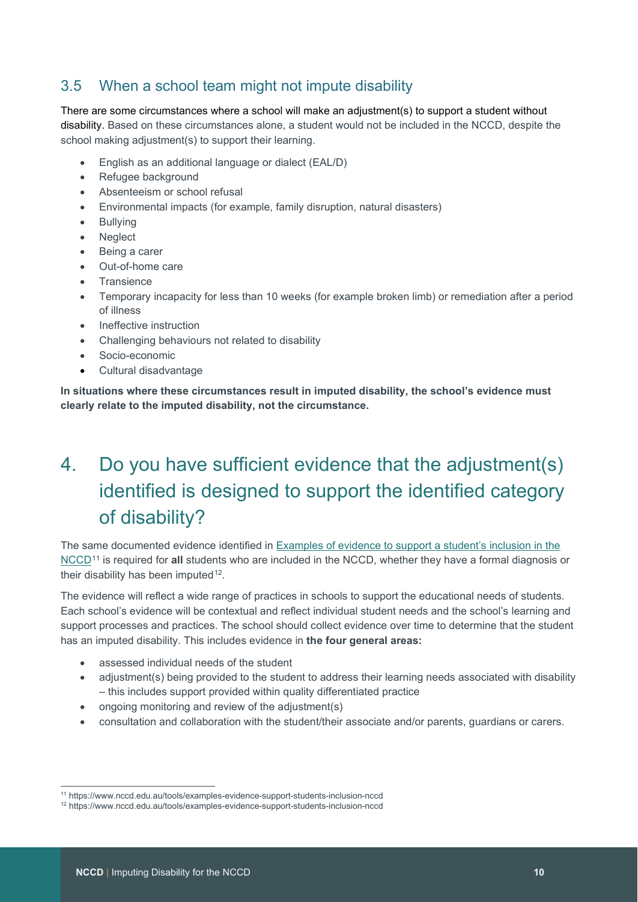## 3.5 When a school team might not impute disability

There are some circumstances where a school will make an adjustment(s) to support a student without disability. Based on these circumstances alone, a student would not be included in the NCCD, despite the school making adjustment(s) to support their learning.

- English as an additional language or dialect (EAL/D)
- Refugee background
- Absenteeism or school refusal
- Environmental impacts (for example, family disruption, natural disasters)
- Bullying
- Neglect
- Being a carer
- Out-of-home care
- Transience
- Temporary incapacity for less than 10 weeks (for example broken limb) or remediation after a period of illness
- Ineffective instruction
- Challenging behaviours not related to disability
- Socio-economic
- Cultural disadvantage

**In situations where these circumstances result in imputed disability, the school's evidence must clearly relate to the imputed disability, not the circumstance.**

# 4. Do you have sufficient evidence that the adjustment(s) identified is designed to support the identified category of disability?

The same documented evidence identified in Examples of evidence to support a student's inclusion in the NCCD[11] is required for **all** students who are included in the NCCD, whether they have a formal diagnosis or their disability has been imputed[12].

The evidence will reflect a wide range of practices in schools to support the educational needs of students. Each school's evidence will be contextual and reflect individual student needs and the school's learning and support processes and practices. The school should collect evidence over time to determine that the student has an imputed disability. This includes evidence in **the four general areas:**

- assessed individual needs of the student
- adjustment(s) being provided to the student to address their learning needs associated with disability – this includes support provided within quality differentiated practice
- ongoing monitoring and review of the adjustment(s)
- consultation and collaboration with the student/their associate and/or parents, guardians or carers.

[11] https://www.nccd.edu.au/tools/examples-evidence-support-students-inclusion-nccd

[12] https://www.nccd.edu.au/tools/examples-evidence-support-students-inclusion-nccd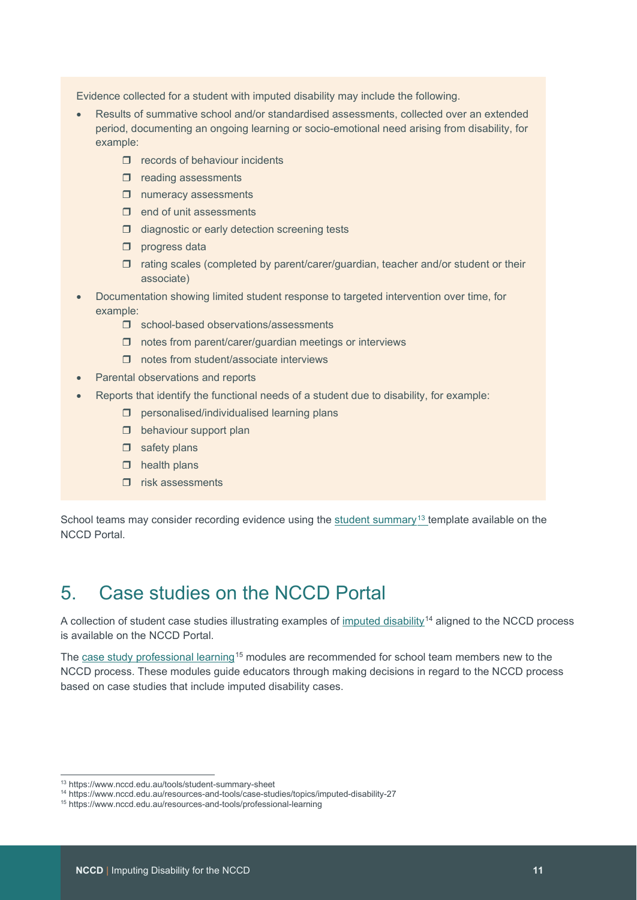Evidence collected for a student with imputed disability may include the following.

- Results of summative school and/or standardised assessments, collected over an extended period, documenting an ongoing learning or socio-emotional need arising from disability, for example:
  - ❒ records of behaviour incidents
  - ❒ reading assessments
  - ❒ numeracy assessments
  - ❒ end of unit assessments
  - ❒ diagnostic or early detection screening tests
  - ❒ progress data
  - ❒ rating scales (completed by parent/carer/guardian, teacher and/or student or their associate)
- Documentation showing limited student response to targeted intervention over time, for example:
  - ❒ school-based observations/assessments
  - ❒ notes from parent/carer/guardian meetings or interviews
  - ❒ notes from student/associate interviews
- Parental observations and reports
- Reports that identify the functional needs of a student due to disability, for example:
  - ❒ personalised/individualised learning plans
  - ❒ behaviour support plan
  - ❒ safety plans
  - ❒ health plans
  - ❒ risk assessments

School teams may consider recording evidence using the student summary[13] template available on the NCCD Portal.

## 5. Case studies on the NCCD Portal

A collection of student case studies illustrating examples of imputed disability[14] aligned to the NCCD process is available on the NCCD Portal.

The case study professional learning[15] modules are recommended for school team members new to the NCCD process. These modules guide educators through making decisions in regard to the NCCD process based on case studies that include imputed disability cases.

---

[13] https://www.nccd.edu.au/tools/student-summary-sheet
[14] https://www.nccd.edu.au/resources-and-tools/case-studies/topics/imputed-disability-27
[15] https://www.nccd.edu.au/resources-and-tools/professional-learning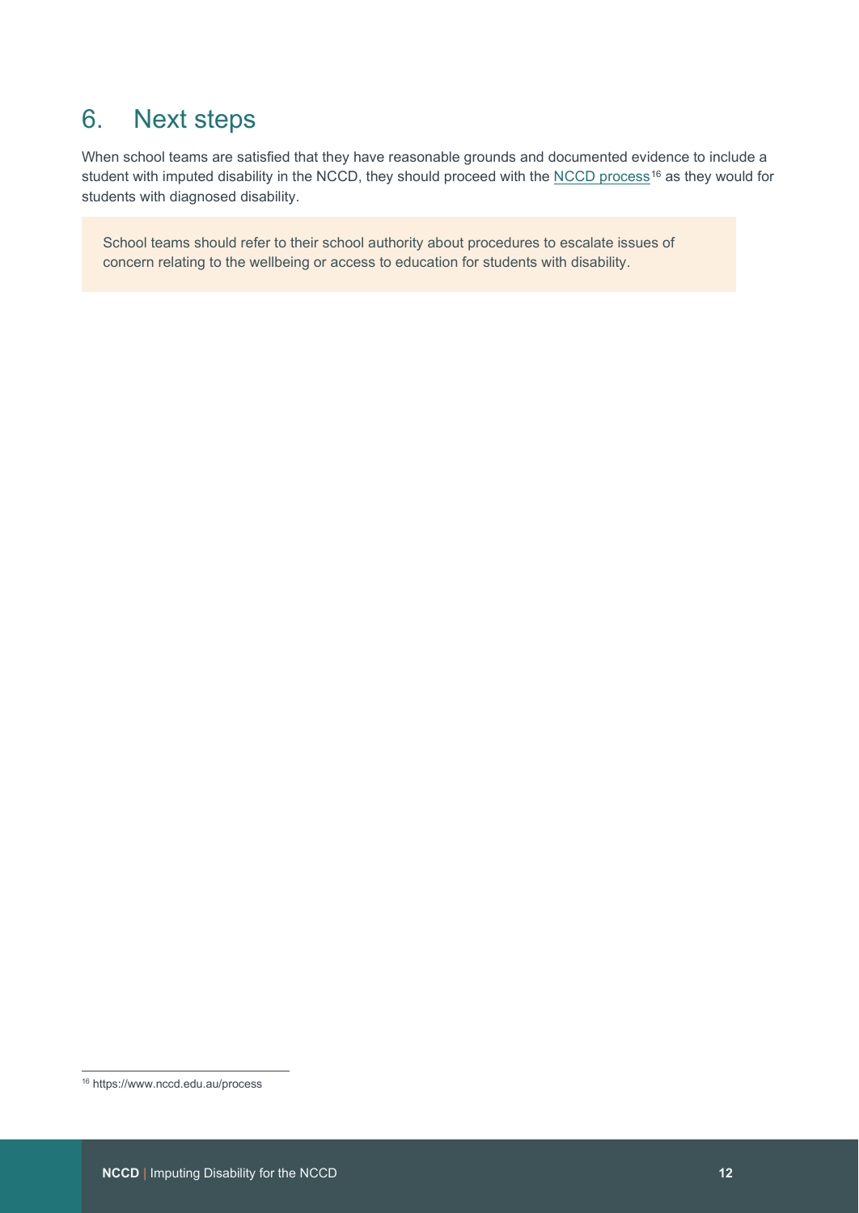# 6. Next steps

When school teams are satisfied that they have reasonable grounds and documented evidence to include a student with imputed disability in the NCCD, they should proceed with the NCCD process[16] as they would for students with diagnosed disability.

> School teams should refer to their school authority about procedures to escalate issues of concern relating to the wellbeing or access to education for students with disability.

[16] https://www.nccd.edu.au/process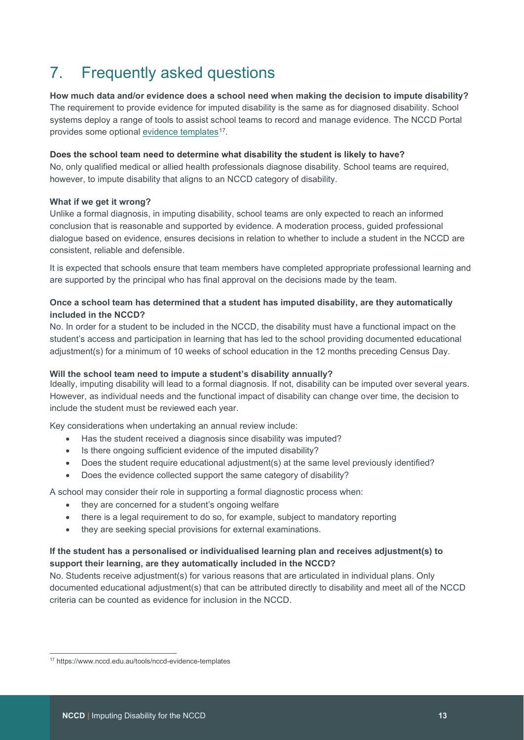# 7. Frequently asked questions

**How much data and/or evidence does a school need when making the decision to impute disability?**
The requirement to provide evidence for imputed disability is the same as for diagnosed disability. School systems deploy a range of tools to assist school teams to record and manage evidence. The NCCD Portal provides some optional evidence templates[17].

**Does the school team need to determine what disability the student is likely to have?**
No, only qualified medical or allied health professionals diagnose disability. School teams are required, however, to impute disability that aligns to an NCCD category of disability.

**What if we get it wrong?**
Unlike a formal diagnosis, in imputing disability, school teams are only expected to reach an informed conclusion that is reasonable and supported by evidence. A moderation process, guided professional dialogue based on evidence, ensures decisions in relation to whether to include a student in the NCCD are consistent, reliable and defensible.

It is expected that schools ensure that team members have completed appropriate professional learning and are supported by the principal who has final approval on the decisions made by the team.

**Once a school team has determined that a student has imputed disability, are they automatically included in the NCCD?**
No. In order for a student to be included in the NCCD, the disability must have a functional impact on the student's access and participation in learning that has led to the school providing documented educational adjustment(s) for a minimum of 10 weeks of school education in the 12 months preceding Census Day.

**Will the school team need to impute a student's disability annually?**
Ideally, imputing disability will lead to a formal diagnosis. If not, disability can be imputed over several years. However, as individual needs and the functional impact of disability can change over time, the decision to include the student must be reviewed each year.

Key considerations when undertaking an annual review include:

- Has the student received a diagnosis since disability was imputed?
- Is there ongoing sufficient evidence of the imputed disability?
- Does the student require educational adjustment(s) at the same level previously identified?
- Does the evidence collected support the same category of disability?

A school may consider their role in supporting a formal diagnostic process when:

- they are concerned for a student's ongoing welfare
- there is a legal requirement to do so, for example, subject to mandatory reporting
- they are seeking special provisions for external examinations.

**If the student has a personalised or individualised learning plan and receives adjustment(s) to support their learning, are they automatically included in the NCCD?**
No. Students receive adjustment(s) for various reasons that are articulated in individual plans. Only documented educational adjustment(s) that can be attributed directly to disability and meet all of the NCCD criteria can be counted as evidence for inclusion in the NCCD.

---

[17] https://www.nccd.edu.au/tools/nccd-evidence-templates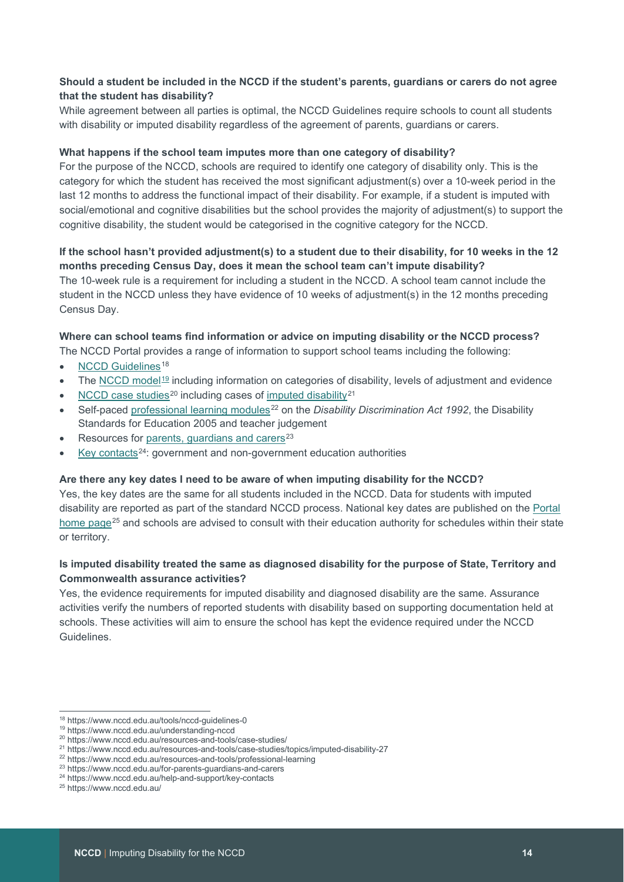**Should a student be included in the NCCD if the student's parents, guardians or carers do not agree that the student has disability?**

While agreement between all parties is optimal, the NCCD Guidelines require schools to count all students with disability or imputed disability regardless of the agreement of parents, guardians or carers.

**What happens if the school team imputes more than one category of disability?**

For the purpose of the NCCD, schools are required to identify one category of disability only. This is the category for which the student has received the most significant adjustment(s) over a 10-week period in the last 12 months to address the functional impact of their disability. For example, if a student is imputed with social/emotional and cognitive disabilities but the school provides the majority of adjustment(s) to support the cognitive disability, the student would be categorised in the cognitive category for the NCCD.

**If the school hasn't provided adjustment(s) to a student due to their disability, for 10 weeks in the 12 months preceding Census Day, does it mean the school team can't impute disability?**

The 10-week rule is a requirement for including a student in the NCCD. A school team cannot include the student in the NCCD unless they have evidence of 10 weeks of adjustment(s) in the 12 months preceding Census Day.

**Where can school teams find information or advice on imputing disability or the NCCD process?**

The NCCD Portal provides a range of information to support school teams including the following:

- NCCD Guidelines[18]
- The NCCD model[19] including information on categories of disability, levels of adjustment and evidence
- NCCD case studies[20] including cases of imputed disability[21]
- Self-paced professional learning modules[22] on the *Disability Discrimination Act 1992*, the Disability Standards for Education 2005 and teacher judgement
- Resources for parents, guardians and carers[23]
- Key contacts[24]: government and non-government education authorities

**Are there any key dates I need to be aware of when imputing disability for the NCCD?**

Yes, the key dates are the same for all students included in the NCCD. Data for students with imputed disability are reported as part of the standard NCCD process. National key dates are published on the Portal home page[25] and schools are advised to consult with their education authority for schedules within their state or territory.

**Is imputed disability treated the same as diagnosed disability for the purpose of State, Territory and Commonwealth assurance activities?**

Yes, the evidence requirements for imputed disability and diagnosed disability are the same. Assurance activities verify the numbers of reported students with disability based on supporting documentation held at schools. These activities will aim to ensure the school has kept the evidence required under the NCCD Guidelines.

---

[18] https://www.nccd.edu.au/tools/nccd-guidelines-0
[19] https://www.nccd.edu.au/understanding-nccd
[20] https://www.nccd.edu.au/resources-and-tools/case-studies/
[21] https://www.nccd.edu.au/resources-and-tools/case-studies/topics/imputed-disability-27
[22] https://www.nccd.edu.au/resources-and-tools/professional-learning
[23] https://www.nccd.edu.au/for-parents-guardians-and-carers
[24] https://www.nccd.edu.au/help-and-support/key-contacts
[25] https://www.nccd.edu.au/